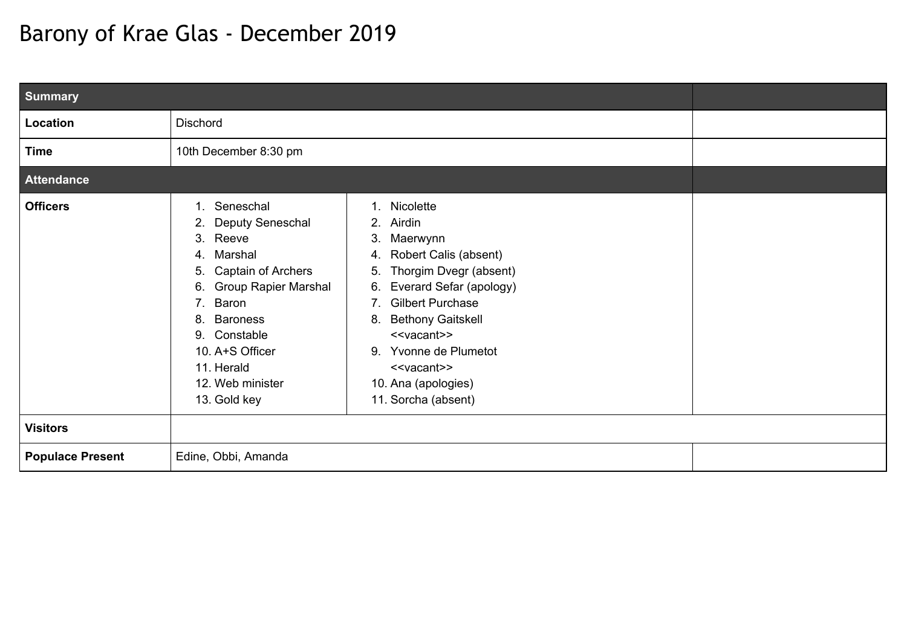# Barony of Krae Glas - December 2019

| Summary | | | |
|---|---|---|---|
| **Location** | Dischord | | |
| **Time** | 10th December 8:30 pm | | |
| **Attendance** | | | |
| **Officers** | 1. Seneschal<br>2. Deputy Seneschal<br>3. Reeve<br>4. Marshal<br>5. Captain of Archers<br>6. Group Rapier Marshal<br>7. Baron<br>8. Baroness<br>9. Constable<br>10. A+S Officer<br>11. Herald<br>12. Web minister<br>13. Gold key | 1. Nicolette<br>2. Airdin<br>3. Maerwynn<br>4. Robert Calis (absent)<br>5. Thorgim Dvegr (absent)<br>6. Everard Sefar (apology)<br>7. Gilbert Purchase<br>8. Bethony Gaitskell<br><<vacant>><br>9. Yvonne de Plumetot<br><<vacant>><br>10. Ana (apologies)<br>11. Sorcha (absent) | |
| **Visitors** | | | |
| **Populace Present** | Edine, Obbi, Amanda | | |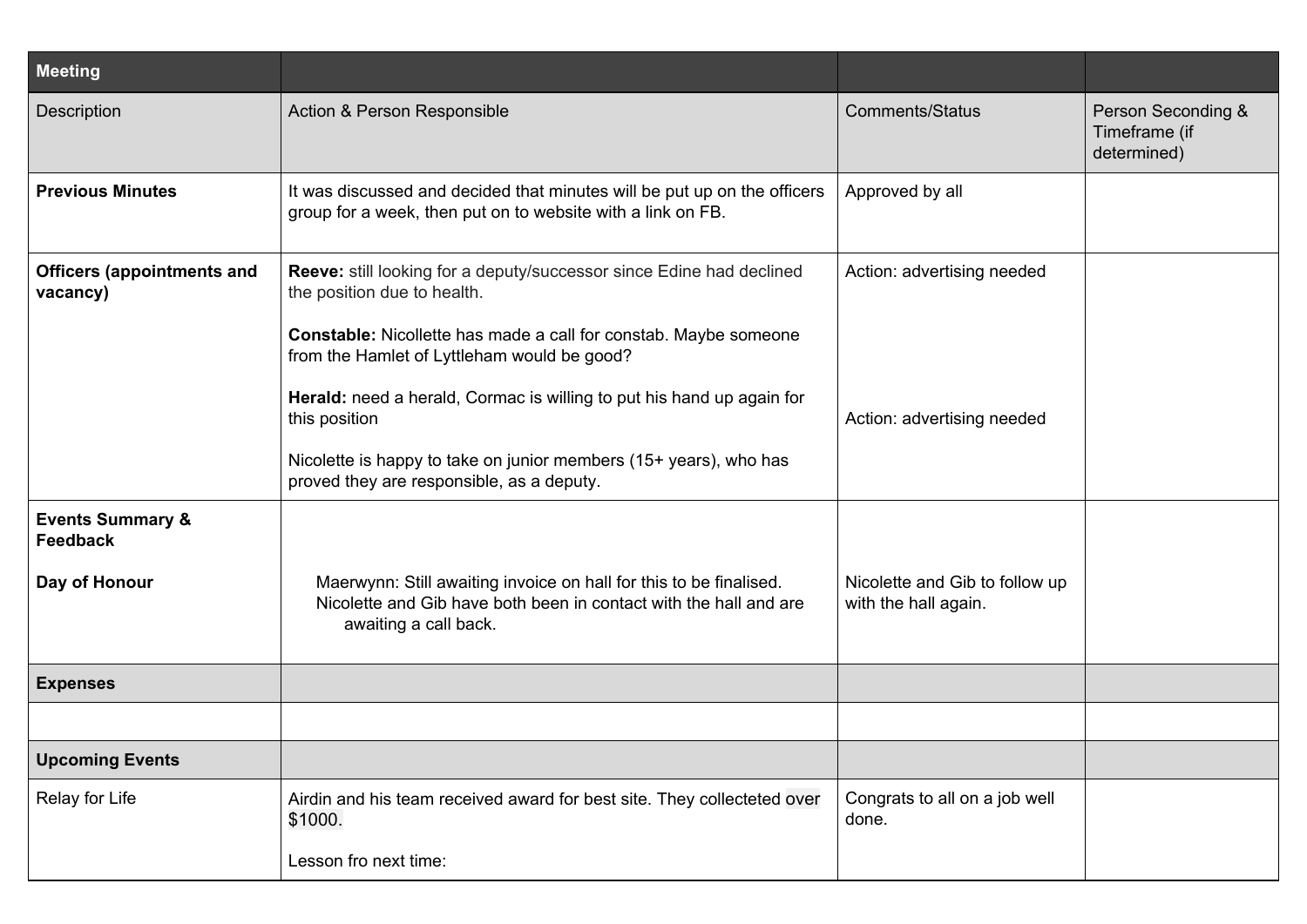| Meeting | | | |
| --- | --- | --- | --- |
| Description | Action & Person Responsible | Comments/Status | Person Seconding & Timeframe (if determined) |
| **Previous Minutes** | It was discussed and decided that minutes will be put up on the officers group for a week, then put on to website with a link on FB. | Approved by all | |
| **Officers (appointments and vacancy)** | **Reeve:** still looking for a deputy/successor since Edine had declined the position due to health.<br><br>**Constable:** Nicollette has made a call for constab. Maybe someone from the Hamlet of Lyttleham would be good?<br><br>**Herald:** need a herald, Cormac is willing to put his hand up again for this position<br><br>Nicolette is happy to take on junior members (15+ years), who has proved they are responsible, as a deputy. | Action: advertising needed<br><br><br><br>Action: advertising needed | |
| **Events Summary & Feedback**<br><br>**Day of Honour** | Maerwynn: Still awaiting invoice on hall for this to be finalised. Nicolette and Gib have both been in contact with the hall and are awaiting a call back. | Nicolette and Gib to follow up with the hall again. | |
| **Expenses** | | | |
| | | | |
| **Upcoming Events** | | | |
| Relay for Life | Airdin and his team received award for best site. They collecteted over $1000.<br><br>Lesson fro next time: | Congrats to all on a job well done. | |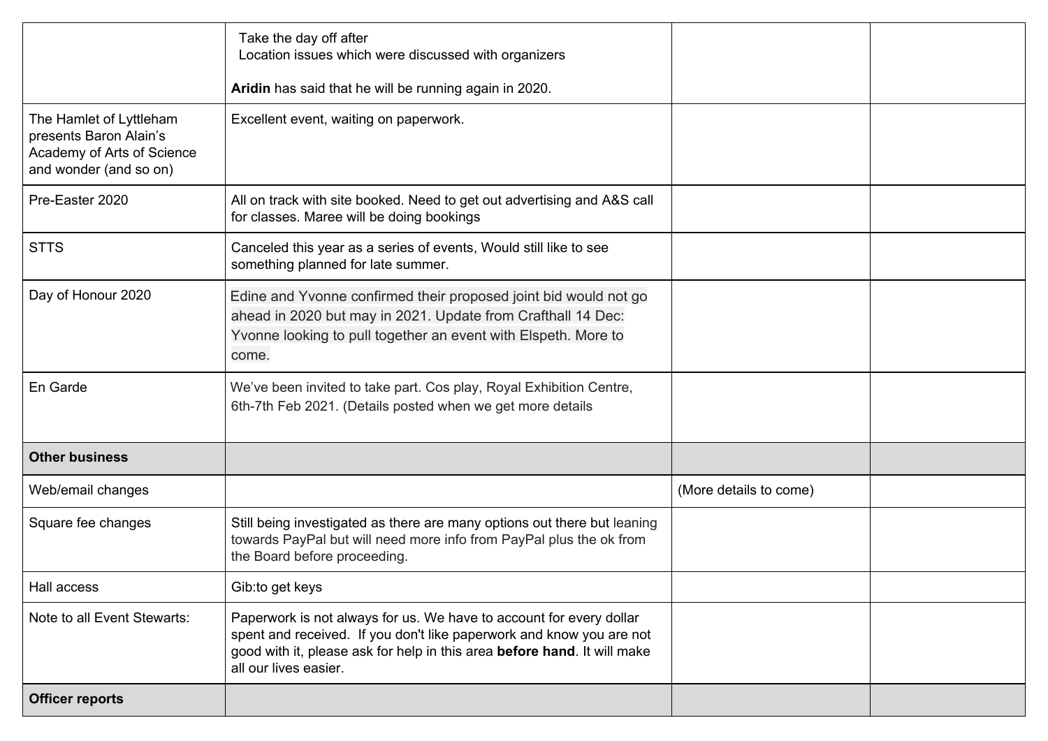| | | | |
|---|---|---|---|
| | Take the day off after<br>Location issues which were discussed with organizers<br><br>**Aridin** has said that he will be running again in 2020. | | |
| The Hamlet of Lyttleham presents Baron Alain's Academy of Arts of Science and wonder (and so on) | Excellent event, waiting on paperwork. | | |
| Pre-Easter 2020 | All on track with site booked. Need to get out advertising and A&S call for classes. Maree will be doing bookings | | |
| STTS | Canceled this year as a series of events, Would still like to see something planned for late summer. | | |
| Day of Honour 2020 | Edine and Yvonne confirmed their proposed joint bid would not go ahead in 2020 but may in 2021. Update from Crafthall 14 Dec: Yvonne looking to pull together an event with Elspeth. More to come. | | |
| En Garde | We've been invited to take part. Cos play, Royal Exhibition Centre, 6th-7th Feb 2021. (Details posted when we get more details | | |
| **Other business** | | | |
| Web/email changes | | (More details to come) | |
| Square fee changes | Still being investigated as there are many options out there but leaning towards PayPal but will need more info from PayPal plus the ok from the Board before proceeding. | | |
| Hall access | Gib:to get keys | | |
| Note to all Event Stewarts: | Paperwork is not always for us. We have to account for every dollar spent and received. If you don't like paperwork and know you are not good with it, please ask for help in this area **before hand**. It will make all our lives easier. | | |
| **Officer reports** | | | |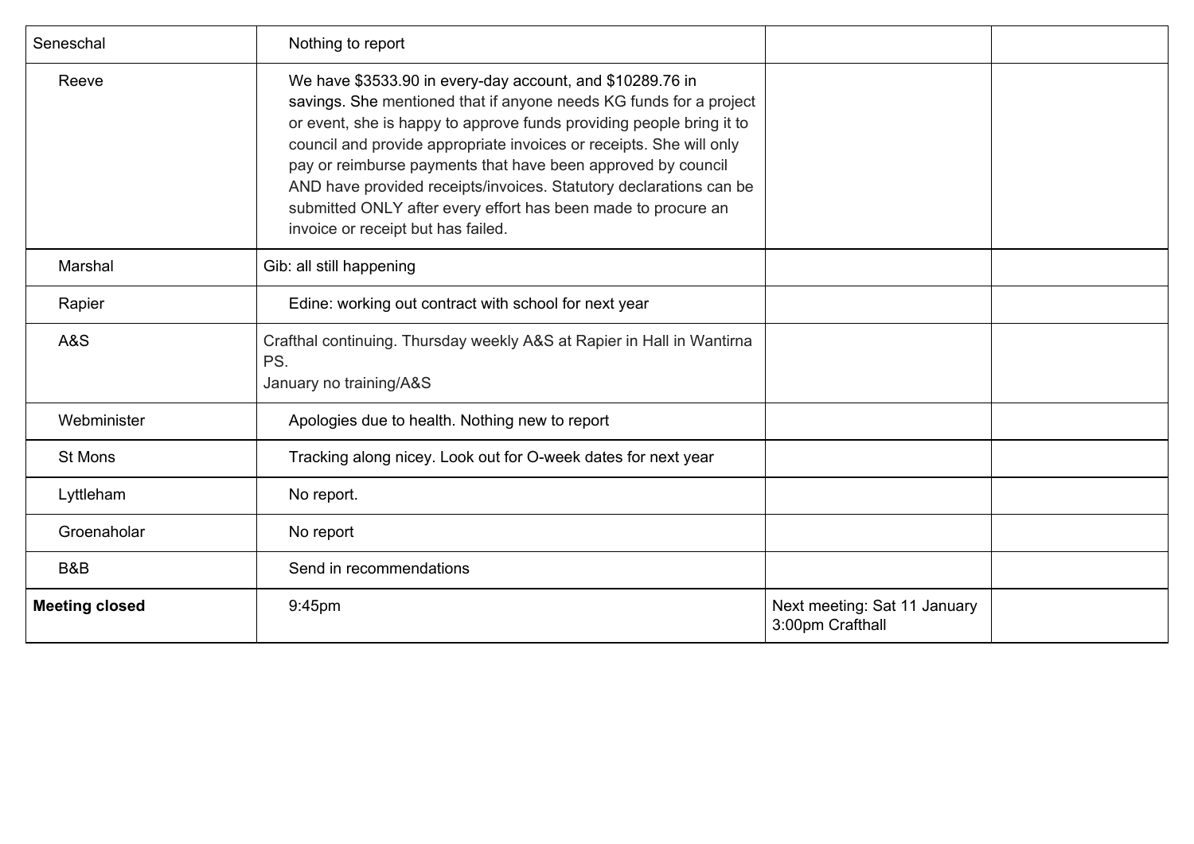| | | | |
|---|---|---|---|
| Seneschal | Nothing to report | | |
| Reeve | We have $3533.90 in every-day account, and $10289.76 in savings. She mentioned that if anyone needs KG funds for a project or event, she is happy to approve funds providing people bring it to council and provide appropriate invoices or receipts. She will only pay or reimburse payments that have been approved by council AND have provided receipts/invoices. Statutory declarations can be submitted ONLY after every effort has been made to procure an invoice or receipt but has failed. | | |
| Marshal | Gib: all still happening | | |
| Rapier | Edine: working out contract with school for next year | | |
| A&S | Crafthal continuing. Thursday weekly A&S at Rapier in Hall in Wantirna PS.<br>January no training/A&S | | |
| Webminister | Apologies due to health. Nothing new to report | | |
| St Mons | Tracking along nicey. Look out for O-week dates for next year | | |
| Lyttleham | No report. | | |
| Groenaholar | No report | | |
| B&B | Send in recommendations | | |
| **Meeting closed** | 9:45pm | Next meeting: Sat 11 January 3:00pm Crafthall | |